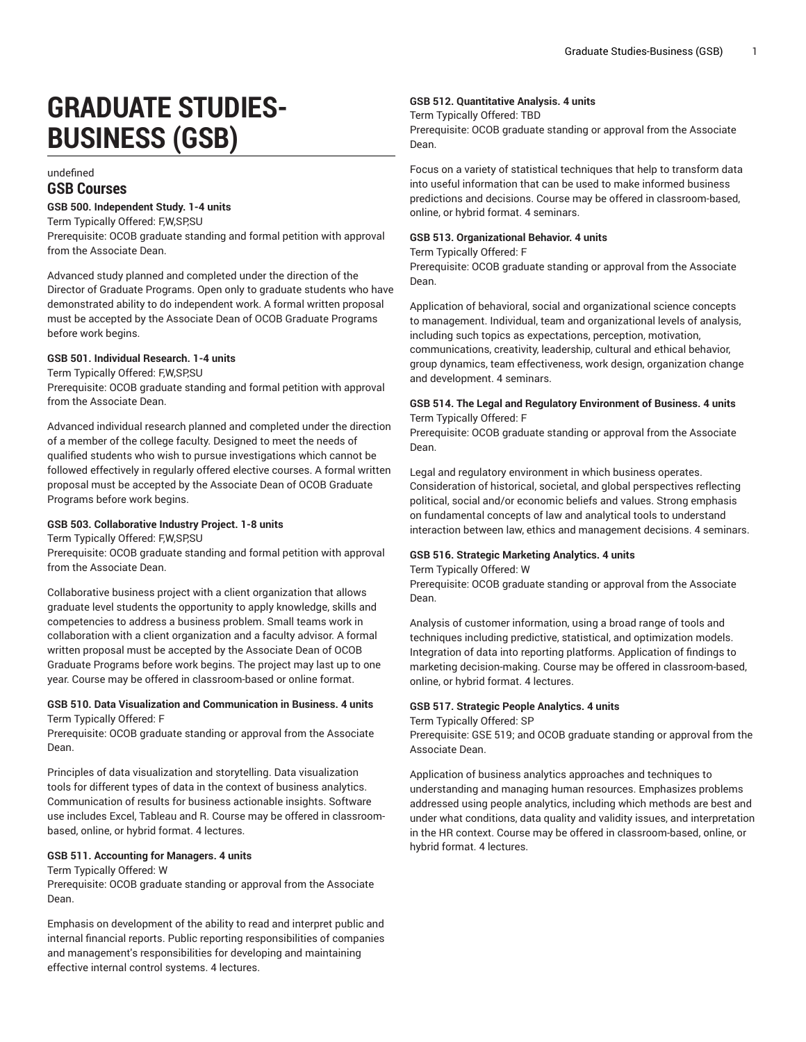# GRADUATE STUDIES-BUSINESS (GSB)

undefined

## GSB Courses

**GSB 500. Independent Study. 1-4 units**

Term Typically Offered: F,W,SP,SU

Prerequisite: OCOB graduate standing and formal petition with approval from the Associate Dean.

Advanced study planned and completed under the direction of the Director of Graduate Programs. Open only to graduate students who have demonstrated ability to do independent work. A formal written proposal must be accepted by the Associate Dean of OCOB Graduate Programs before work begins.

**GSB 501. Individual Research. 1-4 units**

Term Typically Offered: F,W,SP,SU

Prerequisite: OCOB graduate standing and formal petition with approval from the Associate Dean.

Advanced individual research planned and completed under the direction of a member of the college faculty. Designed to meet the needs of qualified students who wish to pursue investigations which cannot be followed effectively in regularly offered elective courses. A formal written proposal must be accepted by the Associate Dean of OCOB Graduate Programs before work begins.

**GSB 503. Collaborative Industry Project. 1-8 units**

Term Typically Offered: F,W,SP,SU

Prerequisite: OCOB graduate standing and formal petition with approval from the Associate Dean.

Collaborative business project with a client organization that allows graduate level students the opportunity to apply knowledge, skills and competencies to address a business problem. Small teams work in collaboration with a client organization and a faculty advisor. A formal written proposal must be accepted by the Associate Dean of OCOB Graduate Programs before work begins. The project may last up to one year. Course may be offered in classroom-based or online format.

**GSB 510. Data Visualization and Communication in Business. 4 units**

Term Typically Offered: F

Prerequisite: OCOB graduate standing or approval from the Associate Dean.

Principles of data visualization and storytelling. Data visualization tools for different types of data in the context of business analytics. Communication of results for business actionable insights. Software use includes Excel, Tableau and R. Course may be offered in classroom-based, online, or hybrid format. 4 lectures.

**GSB 511. Accounting for Managers. 4 units**

Term Typically Offered: W

Prerequisite: OCOB graduate standing or approval from the Associate Dean.

Emphasis on development of the ability to read and interpret public and internal financial reports. Public reporting responsibilities of companies and management's responsibilities for developing and maintaining effective internal control systems. 4 lectures.

**GSB 512. Quantitative Analysis. 4 units**

Term Typically Offered: TBD

Prerequisite: OCOB graduate standing or approval from the Associate Dean.

Focus on a variety of statistical techniques that help to transform data into useful information that can be used to make informed business predictions and decisions. Course may be offered in classroom-based, online, or hybrid format. 4 seminars.

**GSB 513. Organizational Behavior. 4 units**

Term Typically Offered: F

Prerequisite: OCOB graduate standing or approval from the Associate Dean.

Application of behavioral, social and organizational science concepts to management. Individual, team and organizational levels of analysis, including such topics as expectations, perception, motivation, communications, creativity, leadership, cultural and ethical behavior, group dynamics, team effectiveness, work design, organization change and development. 4 seminars.

**GSB 514. The Legal and Regulatory Environment of Business. 4 units**

Term Typically Offered: F

Prerequisite: OCOB graduate standing or approval from the Associate Dean.

Legal and regulatory environment in which business operates. Consideration of historical, societal, and global perspectives reflecting political, social and/or economic beliefs and values. Strong emphasis on fundamental concepts of law and analytical tools to understand interaction between law, ethics and management decisions. 4 seminars.

**GSB 516. Strategic Marketing Analytics. 4 units**

Term Typically Offered: W

Prerequisite: OCOB graduate standing or approval from the Associate Dean.

Analysis of customer information, using a broad range of tools and techniques including predictive, statistical, and optimization models. Integration of data into reporting platforms. Application of findings to marketing decision-making. Course may be offered in classroom-based, online, or hybrid format. 4 lectures.

**GSB 517. Strategic People Analytics. 4 units**

Term Typically Offered: SP

Prerequisite: GSE 519; and OCOB graduate standing or approval from the Associate Dean.

Application of business analytics approaches and techniques to understanding and managing human resources. Emphasizes problems addressed using people analytics, including which methods are best and under what conditions, data quality and validity issues, and interpretation in the HR context. Course may be offered in classroom-based, online, or hybrid format. 4 lectures.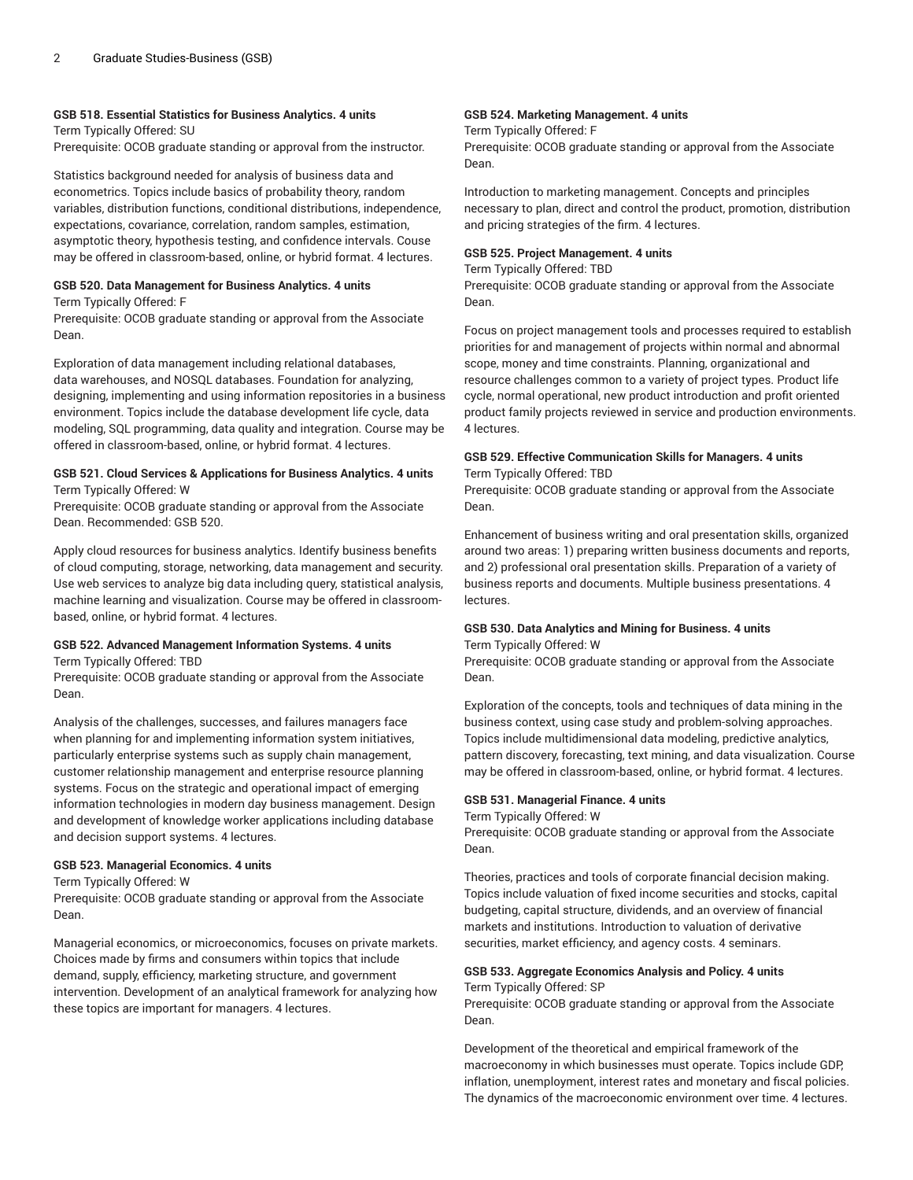**GSB 518. Essential Statistics for Business Analytics. 4 units**
Term Typically Offered: SU
Prerequisite: OCOB graduate standing or approval from the instructor.

Statistics background needed for analysis of business data and econometrics. Topics include basics of probability theory, random variables, distribution functions, conditional distributions, independence, expectations, covariance, correlation, random samples, estimation, asymptotic theory, hypothesis testing, and confidence intervals. Couse may be offered in classroom-based, online, or hybrid format. 4 lectures.

**GSB 520. Data Management for Business Analytics. 4 units**
Term Typically Offered: F
Prerequisite: OCOB graduate standing or approval from the Associate Dean.

Exploration of data management including relational databases, data warehouses, and NOSQL databases. Foundation for analyzing, designing, implementing and using information repositories in a business environment. Topics include the database development life cycle, data modeling, SQL programming, data quality and integration. Course may be offered in classroom-based, online, or hybrid format. 4 lectures.

**GSB 521. Cloud Services & Applications for Business Analytics. 4 units**
Term Typically Offered: W
Prerequisite: OCOB graduate standing or approval from the Associate Dean. Recommended: GSB 520.

Apply cloud resources for business analytics. Identify business benefits of cloud computing, storage, networking, data management and security. Use web services to analyze big data including query, statistical analysis, machine learning and visualization. Course may be offered in classroom-based, online, or hybrid format. 4 lectures.

**GSB 522. Advanced Management Information Systems. 4 units**
Term Typically Offered: TBD
Prerequisite: OCOB graduate standing or approval from the Associate Dean.

Analysis of the challenges, successes, and failures managers face when planning for and implementing information system initiatives, particularly enterprise systems such as supply chain management, customer relationship management and enterprise resource planning systems. Focus on the strategic and operational impact of emerging information technologies in modern day business management. Design and development of knowledge worker applications including database and decision support systems. 4 lectures.

**GSB 523. Managerial Economics. 4 units**
Term Typically Offered: W
Prerequisite: OCOB graduate standing or approval from the Associate Dean.

Managerial economics, or microeconomics, focuses on private markets. Choices made by firms and consumers within topics that include demand, supply, efficiency, marketing structure, and government intervention. Development of an analytical framework for analyzing how these topics are important for managers. 4 lectures.

**GSB 524. Marketing Management. 4 units**
Term Typically Offered: F
Prerequisite: OCOB graduate standing or approval from the Associate Dean.

Introduction to marketing management. Concepts and principles necessary to plan, direct and control the product, promotion, distribution and pricing strategies of the firm. 4 lectures.

**GSB 525. Project Management. 4 units**
Term Typically Offered: TBD
Prerequisite: OCOB graduate standing or approval from the Associate Dean.

Focus on project management tools and processes required to establish priorities for and management of projects within normal and abnormal scope, money and time constraints. Planning, organizational and resource challenges common to a variety of project types. Product life cycle, normal operational, new product introduction and profit oriented product family projects reviewed in service and production environments. 4 lectures.

**GSB 529. Effective Communication Skills for Managers. 4 units**
Term Typically Offered: TBD
Prerequisite: OCOB graduate standing or approval from the Associate Dean.

Enhancement of business writing and oral presentation skills, organized around two areas: 1) preparing written business documents and reports, and 2) professional oral presentation skills. Preparation of a variety of business reports and documents. Multiple business presentations. 4 lectures.

**GSB 530. Data Analytics and Mining for Business. 4 units**
Term Typically Offered: W
Prerequisite: OCOB graduate standing or approval from the Associate Dean.

Exploration of the concepts, tools and techniques of data mining in the business context, using case study and problem-solving approaches. Topics include multidimensional data modeling, predictive analytics, pattern discovery, forecasting, text mining, and data visualization. Course may be offered in classroom-based, online, or hybrid format. 4 lectures.

**GSB 531. Managerial Finance. 4 units**
Term Typically Offered: W
Prerequisite: OCOB graduate standing or approval from the Associate Dean.

Theories, practices and tools of corporate financial decision making. Topics include valuation of fixed income securities and stocks, capital budgeting, capital structure, dividends, and an overview of financial markets and institutions. Introduction to valuation of derivative securities, market efficiency, and agency costs. 4 seminars.

**GSB 533. Aggregate Economics Analysis and Policy. 4 units**
Term Typically Offered: SP
Prerequisite: OCOB graduate standing or approval from the Associate Dean.

Development of the theoretical and empirical framework of the macroeconomy in which businesses must operate. Topics include GDP, inflation, unemployment, interest rates and monetary and fiscal policies. The dynamics of the macroeconomic environment over time. 4 lectures.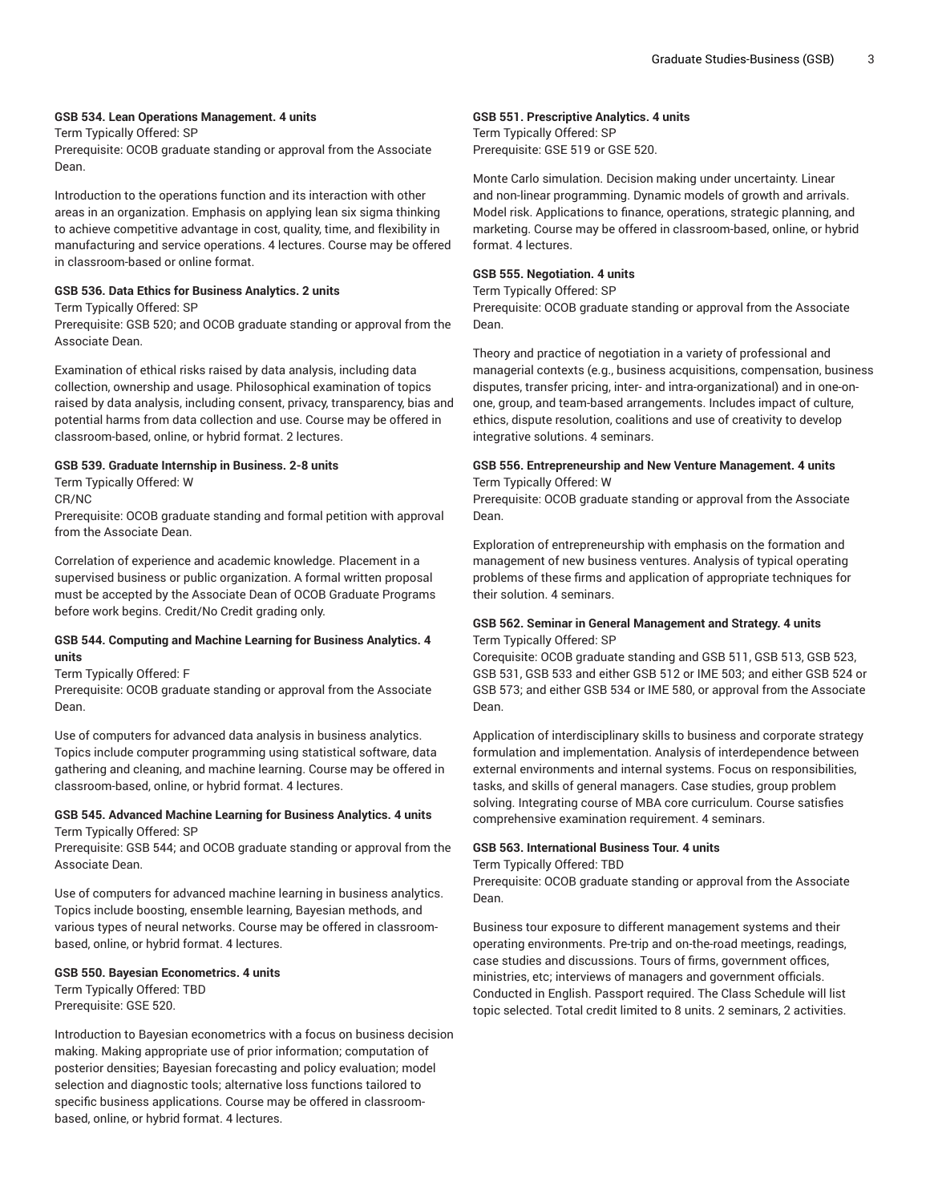**GSB 534. Lean Operations Management. 4 units**

Term Typically Offered: SP

Prerequisite: OCOB graduate standing or approval from the Associate Dean.

Introduction to the operations function and its interaction with other areas in an organization. Emphasis on applying lean six sigma thinking to achieve competitive advantage in cost, quality, time, and flexibility in manufacturing and service operations. 4 lectures. Course may be offered in classroom-based or online format.

**GSB 536. Data Ethics for Business Analytics. 2 units**

Term Typically Offered: SP

Prerequisite: GSB 520; and OCOB graduate standing or approval from the Associate Dean.

Examination of ethical risks raised by data analysis, including data collection, ownership and usage. Philosophical examination of topics raised by data analysis, including consent, privacy, transparency, bias and potential harms from data collection and use. Course may be offered in classroom-based, online, or hybrid format. 2 lectures.

**GSB 539. Graduate Internship in Business. 2-8 units**

Term Typically Offered: W

CR/NC

Prerequisite: OCOB graduate standing and formal petition with approval from the Associate Dean.

Correlation of experience and academic knowledge. Placement in a supervised business or public organization. A formal written proposal must be accepted by the Associate Dean of OCOB Graduate Programs before work begins. Credit/No Credit grading only.

**GSB 544. Computing and Machine Learning for Business Analytics. 4 units**

Term Typically Offered: F

Prerequisite: OCOB graduate standing or approval from the Associate Dean.

Use of computers for advanced data analysis in business analytics. Topics include computer programming using statistical software, data gathering and cleaning, and machine learning. Course may be offered in classroom-based, online, or hybrid format. 4 lectures.

**GSB 545. Advanced Machine Learning for Business Analytics. 4 units**

Term Typically Offered: SP

Prerequisite: GSB 544; and OCOB graduate standing or approval from the Associate Dean.

Use of computers for advanced machine learning in business analytics. Topics include boosting, ensemble learning, Bayesian methods, and various types of neural networks. Course may be offered in classroom-based, online, or hybrid format. 4 lectures.

**GSB 550. Bayesian Econometrics. 4 units**

Term Typically Offered: TBD

Prerequisite: GSE 520.

Introduction to Bayesian econometrics with a focus on business decision making. Making appropriate use of prior information; computation of posterior densities; Bayesian forecasting and policy evaluation; model selection and diagnostic tools; alternative loss functions tailored to specific business applications. Course may be offered in classroom-based, online, or hybrid format. 4 lectures.

**GSB 551. Prescriptive Analytics. 4 units**

Term Typically Offered: SP

Prerequisite: GSE 519 or GSE 520.

Monte Carlo simulation. Decision making under uncertainty. Linear and non-linear programming. Dynamic models of growth and arrivals. Model risk. Applications to finance, operations, strategic planning, and marketing. Course may be offered in classroom-based, online, or hybrid format. 4 lectures.

**GSB 555. Negotiation. 4 units**

Term Typically Offered: SP

Prerequisite: OCOB graduate standing or approval from the Associate Dean.

Theory and practice of negotiation in a variety of professional and managerial contexts (e.g., business acquisitions, compensation, business disputes, transfer pricing, inter- and intra-organizational) and in one-on-one, group, and team-based arrangements. Includes impact of culture, ethics, dispute resolution, coalitions and use of creativity to develop integrative solutions. 4 seminars.

**GSB 556. Entrepreneurship and New Venture Management. 4 units**

Term Typically Offered: W

Prerequisite: OCOB graduate standing or approval from the Associate Dean.

Exploration of entrepreneurship with emphasis on the formation and management of new business ventures. Analysis of typical operating problems of these firms and application of appropriate techniques for their solution. 4 seminars.

**GSB 562. Seminar in General Management and Strategy. 4 units**

Term Typically Offered: SP

Corequisite: OCOB graduate standing and GSB 511, GSB 513, GSB 523, GSB 531, GSB 533 and either GSB 512 or IME 503; and either GSB 524 or GSB 573; and either GSB 534 or IME 580, or approval from the Associate Dean.

Application of interdisciplinary skills to business and corporate strategy formulation and implementation. Analysis of interdependence between external environments and internal systems. Focus on responsibilities, tasks, and skills of general managers. Case studies, group problem solving. Integrating course of MBA core curriculum. Course satisfies comprehensive examination requirement. 4 seminars.

**GSB 563. International Business Tour. 4 units**

Term Typically Offered: TBD

Prerequisite: OCOB graduate standing or approval from the Associate Dean.

Business tour exposure to different management systems and their operating environments. Pre-trip and on-the-road meetings, readings, case studies and discussions. Tours of firms, government offices, ministries, etc; interviews of managers and government officials. Conducted in English. Passport required. The Class Schedule will list topic selected. Total credit limited to 8 units. 2 seminars, 2 activities.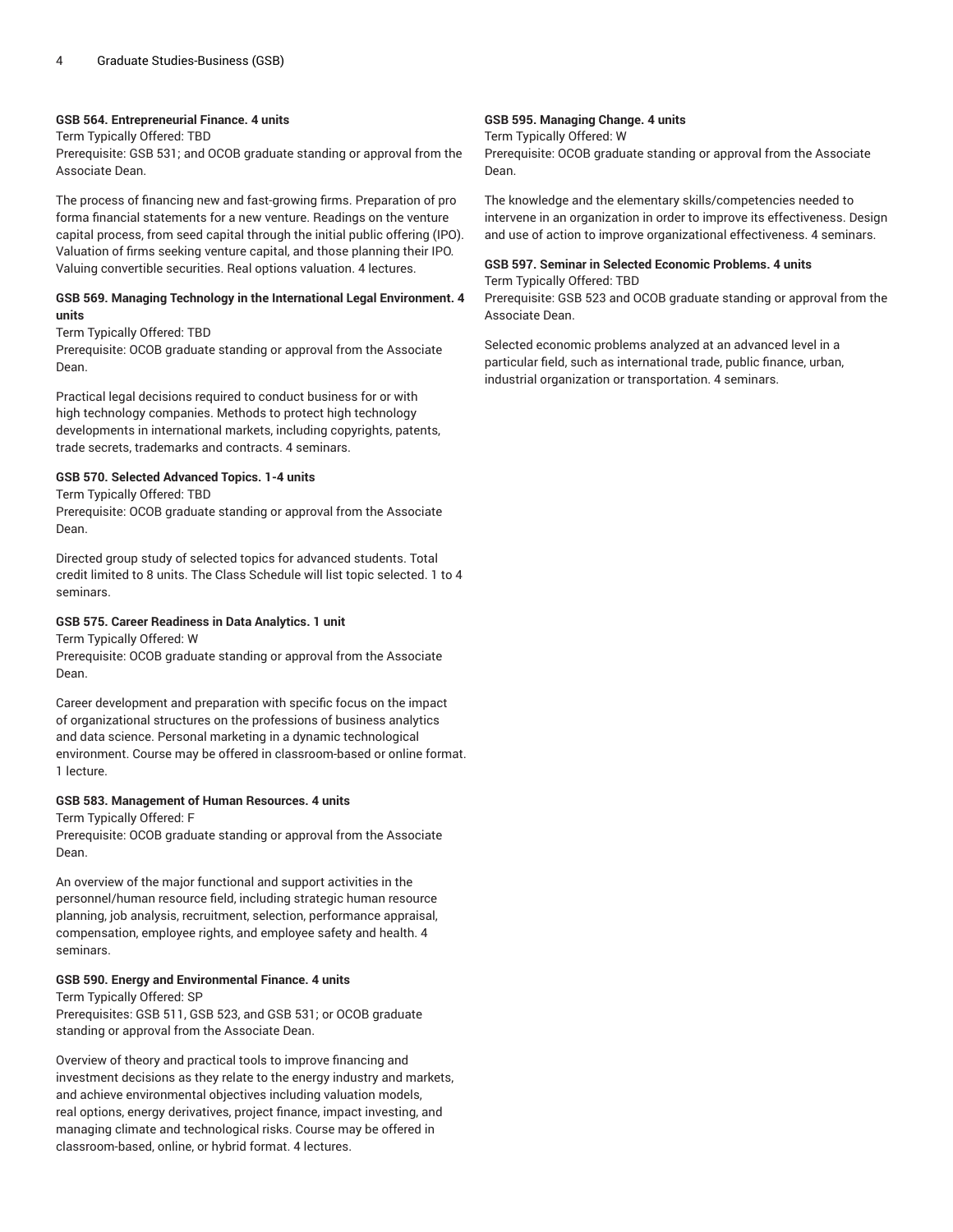**GSB 564. Entrepreneurial Finance. 4 units**

Term Typically Offered: TBD

Prerequisite: GSB 531; and OCOB graduate standing or approval from the Associate Dean.

The process of financing new and fast-growing firms. Preparation of pro forma financial statements for a new venture. Readings on the venture capital process, from seed capital through the initial public offering (IPO). Valuation of firms seeking venture capital, and those planning their IPO. Valuing convertible securities. Real options valuation. 4 lectures.

**GSB 569. Managing Technology in the International Legal Environment. 4 units**

Term Typically Offered: TBD

Prerequisite: OCOB graduate standing or approval from the Associate Dean.

Practical legal decisions required to conduct business for or with high technology companies. Methods to protect high technology developments in international markets, including copyrights, patents, trade secrets, trademarks and contracts. 4 seminars.

**GSB 570. Selected Advanced Topics. 1-4 units**

Term Typically Offered: TBD

Prerequisite: OCOB graduate standing or approval from the Associate Dean.

Directed group study of selected topics for advanced students. Total credit limited to 8 units. The Class Schedule will list topic selected. 1 to 4 seminars.

**GSB 575. Career Readiness in Data Analytics. 1 unit**

Term Typically Offered: W

Prerequisite: OCOB graduate standing or approval from the Associate Dean.

Career development and preparation with specific focus on the impact of organizational structures on the professions of business analytics and data science. Personal marketing in a dynamic technological environment. Course may be offered in classroom-based or online format. 1 lecture.

**GSB 583. Management of Human Resources. 4 units**

Term Typically Offered: F

Prerequisite: OCOB graduate standing or approval from the Associate Dean.

An overview of the major functional and support activities in the personnel/human resource field, including strategic human resource planning, job analysis, recruitment, selection, performance appraisal, compensation, employee rights, and employee safety and health. 4 seminars.

**GSB 590. Energy and Environmental Finance. 4 units**

Term Typically Offered: SP

Prerequisites: GSB 511, GSB 523, and GSB 531; or OCOB graduate standing or approval from the Associate Dean.

Overview of theory and practical tools to improve financing and investment decisions as they relate to the energy industry and markets, and achieve environmental objectives including valuation models, real options, energy derivatives, project finance, impact investing, and managing climate and technological risks. Course may be offered in classroom-based, online, or hybrid format. 4 lectures.

**GSB 595. Managing Change. 4 units**

Term Typically Offered: W

Prerequisite: OCOB graduate standing or approval from the Associate Dean.

The knowledge and the elementary skills/competencies needed to intervene in an organization in order to improve its effectiveness. Design and use of action to improve organizational effectiveness. 4 seminars.

**GSB 597. Seminar in Selected Economic Problems. 4 units**

Term Typically Offered: TBD

Prerequisite: GSB 523 and OCOB graduate standing or approval from the Associate Dean.

Selected economic problems analyzed at an advanced level in a particular field, such as international trade, public finance, urban, industrial organization or transportation. 4 seminars.